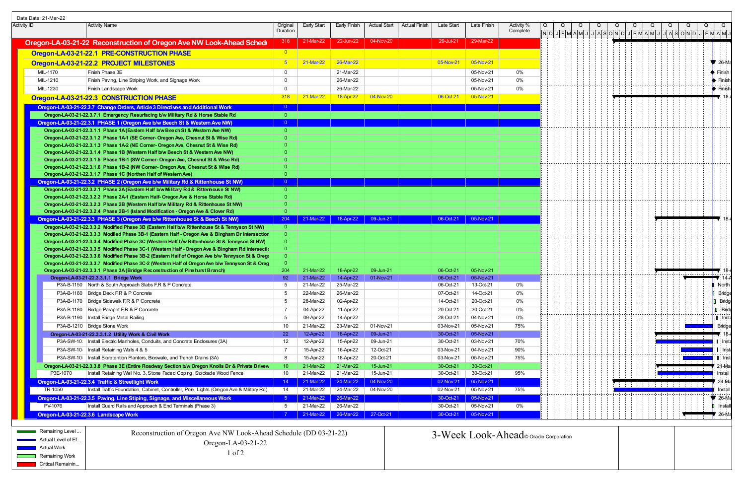Data Date: 21-Mar-22

| Activity ID | Activity Name | Original Duration | Early Start | Early Finish | Actual Start | Actual Finish | Late Start | Late Finish | Activity % Complete |
|---|---|---|---|---|---|---|---|---|---|
| **Oregon-LA-03-21-22** | **Reconstruction of Oregon Ave NW Look-Ahead Schedule** | 318 | 21-Mar-22 | 22-Jun-22 | 04-Nov-20 | | 29-Jul-21 | 29-Mar-22 | |
| **Oregon-LA-03-21-22.1** | **PRE-CONSTRUCTION PHASE** | 0 | | | | | | | |
| **Oregon-LA-03-21-22.2** | **PROJECT MILESTONES** | 5 | 21-Mar-22 | 26-Mar-22 | | | 05-Nov-21 | 05-Nov-21 | |
| MIL-1170 | Finish Phase 3E | 0 | | 21-Mar-22 | | | | 05-Nov-21 | 0% |
| MIL-1210 | Finish Paving, Line Striping Work, and Signage Work | 0 | | 26-Mar-22 | | | | 05-Nov-21 | 0% |
| MIL-1230 | Finish Landscape Work | 0 | | 26-Mar-22 | | | | 05-Nov-21 | 0% |
| **Oregon-LA-03-21-22.3** | **CONSTRUCTION PHASE** | 318 | 21-Mar-22 | 18-Apr-22 | 04-Nov-20 | | 06-Oct-21 | 05-Nov-21 | |
| **Oregon-LA-03-21-22.3.7** | **Change Orders, Article 3 Directives and Additional Work** | 0 | | | | | | | |
| **Oregon-LA-03-21-22.3.7.1** | **Emergency Resurfacing b/w Military Rd & Horse Stable Rd** | 0 | | | | | | | |
| **Oregon-LA-03-21-22.3.1** | **PHASE 1 (Oregon Ave b/w Beech St & Western Ave NW)** | 0 | | | | | | | |
| **Oregon-LA-03-21-22.3.1.1** | **Phase 1A (Eastern Half b/w Beech St & Western Ave NW)** | 0 | | | | | | | |
| **Oregon-LA-03-21-22.3.1.2** | **Phase 1A-1 (SE Corner- Oregon Ave, Chesnut St & Wise Rd)** | 0 | | | | | | | |
| **Oregon-LA-03-21-22.3.1.3** | **Phase 1A-2 (NE Corner- Oregon Ave, Chesnut St & Wise Rd)** | 0 | | | | | | | |
| **Oregon-LA-03-21-22.3.1.4** | **Phase 1B (Western Half b/w Beech St & Western Ave NW)** | 0 | | | | | | | |
| **Oregon-LA-03-21-22.3.1.5** | **Phase 1B-1 (SW Corner- Oregon Ave, Chesnut St & Wise Rd)** | 0 | | | | | | | |
| **Oregon-LA-03-21-22.3.1.6** | **Phase 1B-2 (NW Corner- Oregon Ave, Chesnut St & Wise Rd)** | 0 | | | | | | | |
| **Oregon-LA-03-21-22.3.1.7** | **Phase 1C (Northen Half of Western Ave)** | 0 | | | | | | | |
| **Oregon-LA-03-21-22.3.2** | **PHASE 2 (Oregon Ave b/w Military Rd & Rittenhouse St NW)** | 0 | | | | | | | |
| **Oregon-LA-03-21-22.3.2.1** | **Phase 2A (Eastern Half b/w Military Rd & Rittenhouse St NW)** | 0 | | | | | | | |
| **Oregon-LA-03-21-22.3.2.2** | **Phase 2A-1 (Eastern Half- Oregon Ave & Horse Stable Rd)** | 0 | | | | | | | |
| **Oregon-LA-03-21-22.3.2.3** | **Phase 2B (Western Half b/w Military Rd & Rittenhouse St NW)** | 0 | | | | | | | |
| **Oregon-LA-03-21-22.3.2.4** | **Phase 2B-1 (Island Modification - Oregon Ave & Clover Rd)** | 0 | | | | | | | |
| **Oregon-LA-03-21-22.3.3** | **PHASE 3 (Oregon Ave b/w Rittenhouse St & Beech St NW)** | 204 | 21-Mar-22 | 18-Apr-22 | 09-Jun-21 | | 06-Oct-21 | 05-Nov-21 | |
| **Oregon-LA-03-21-22.3.3.2** | **Modified Phase 3B (Eastern Half b/w Rittenhouse St & Tennyson St NW)** | 0 | | | | | | | |
| **Oregon-LA-03-21-22.3.3.3** | **Modfied Phase 3B-1 (Eastern Half - Oregon Ave & Bingham Dr Intersection** | 0 | | | | | | | |
| **Oregon-LA-03-21-22.3.3.4** | **Modified Phase 3C (Western Half b/w Rittenhouse St & Tennyson St NW)** | 0 | | | | | | | |
| **Oregon-LA-03-21-22.3.3.5** | **Modified Phase 3C-1 (Western Half - Oregon Ave & Bingham Rd Intersecti** | 0 | | | | | | | |
| **Oregon-LA-03-21-22.3.3.6** | **Modified Phase 3B-2 (Eastern Half of Oregon Ave b/w Tennyson St & Orego** | 0 | | | | | | | |
| **Oregon-LA-03-21-22.3.3.7** | **Modified Phase 3C-2 (Western Half of Oregon Ave b/w Tennyson St & Oreg** | 0 | | | | | | | |
| **Oregon-LA-03-21-22.3.3.1** | **Phase 3A (Bridge Reconstruction of Pinehurst Branch)** | 204 | 21-Mar-22 | 18-Apr-22 | 09-Jun-21 | | 06-Oct-21 | 05-Nov-21 | |
| **Oregon-LA-03-21-22.3.3.1.1** | **Bridge Work** | 92 | 21-Mar-22 | 14-Apr-22 | 01-Nov-21 | | 06-Oct-21 | 05-Nov-21 | |
| P3A-B-1150 | North & South Approach Slabs F,R & P Concrete | 5 | 21-Mar-22 | 25-Mar-22 | | | 06-Oct-21 | 13-Oct-21 | 0% |
| P3A-B-1160 | Bridge Deck F,R & P Concrete | 5 | 22-Mar-22 | 26-Mar-22 | | | 07-Oct-21 | 14-Oct-21 | 0% |
| P3A-B-1170 | Bridge Sidewalk F,R & P Concrete | 5 | 28-Mar-22 | 02-Apr-22 | | | 14-Oct-21 | 20-Oct-21 | 0% |
| P3A-B-1180 | Bridge Parapet F,R & P Concrete | 5 | 04-Apr-22 | 11-Apr-22 | | | 20-Oct-21 | 30-Oct-21 | 0% |
| P3A-B-1190 | Install Bridge Metal Railing | 5 | 09-Apr-22 | 14-Apr-22 | | | 28-Oct-21 | 04-Nov-21 | 0% |
| P3A-B-1210 | Bridge Stone Work | 10 | 21-Mar-22 | 23-Mar-22 | 01-Nov-21 | | 03-Nov-21 | 05-Nov-21 | 75% |
| **Oregon-LA-03-21-22.3.3.1.2** | **Utility Work & Civil Work** | 22 | 12-Apr-22 | 18-Apr-22 | 09-Jun-21 | | 30-Oct-21 | 05-Nov-21 | |
| P3A-SW-10 | Install Electric Manholes, Conduits, and Concrete Enclosures (3A) | 12 | 12-Apr-22 | 15-Apr-22 | 09-Jun-21 | | 30-Oct-21 | 03-Nov-21 | 70% |
| P3A-SW-10 | Install Retaining Walls 4 & 5 | 7 | 15-Apr-22 | 16-Apr-22 | 12-Oct-21 | | 03-Nov-21 | 04-Nov-21 | 90% |
| P3A-SW-10 | Install Bioretention Planters, Bioswale, and Trench Drains (3A) | 8 | 15-Apr-22 | 18-Apr-22 | 20-Oct-21 | | 03-Nov-21 | 05-Nov-21 | 75% |
| **Oregon-LA-03-21-22.3.3.8** | **Phase 3E (Entire Roadway Section b/w Oregon Knolls Dr & Private Drivew** | 10 | 21-Mar-22 | 21-Mar-22 | 15-Jun-21 | | 30-Oct-21 | 30-Oct-21 | |
| P3E-1070 | Install Retaining Wall No. 3, Stone Faced Coping, Stockade Wood Fence | 10 | 21-Mar-22 | 21-Mar-22 | 15-Jun-21 | | 30-Oct-21 | 30-Oct-21 | 95% |
| **Oregon-LA-03-21-22.3.4** | **Traffic & Streetlight Work** | 14 | 21-Mar-22 | 24-Mar-22 | 04-Nov-20 | | 02-Nov-21 | 05-Nov-21 | |
| TR-1050 | Install Traffic Foundation, Cabinet, Controller, Pole, Lights (Oregon Ave & Military Rd) | 14 | 21-Mar-22 | 24-Mar-22 | 04-Nov-20 | | 02-Nov-21 | 05-Nov-21 | 75% |
| **Oregon-LA-03-21-22.3.5** | **Paving, Line Stiping, Signage, and Miscellaneous Work** | 5 | 21-Mar-22 | 26-Mar-22 | | | 30-Oct-21 | 05-Nov-21 | |
| PV-1076 | Install Guard Rails and Approach & End Terminals (Phase 3) | 5 | 21-Mar-22 | 26-Mar-22 | | | 30-Oct-21 | 05-Nov-21 | 0% |
| **Oregon-LA-03-21-22.3.6** | **Landscape Work** | 7 | 21-Mar-22 | 26-Mar-22 | 27-Oct-21 | | 30-Oct-21 | 05-Nov-21 | |

Legend: Remaining Level ... | Actual Level of Ef... | Actual Work | Remaining Work | Critical Remainin...

Reconstruction of Oregon Ave NW Look-Ahead Schedule (DD 03-21-22)
Oregon-LA-03-21-22

3-Week Look-Ahead © Oracle Corporation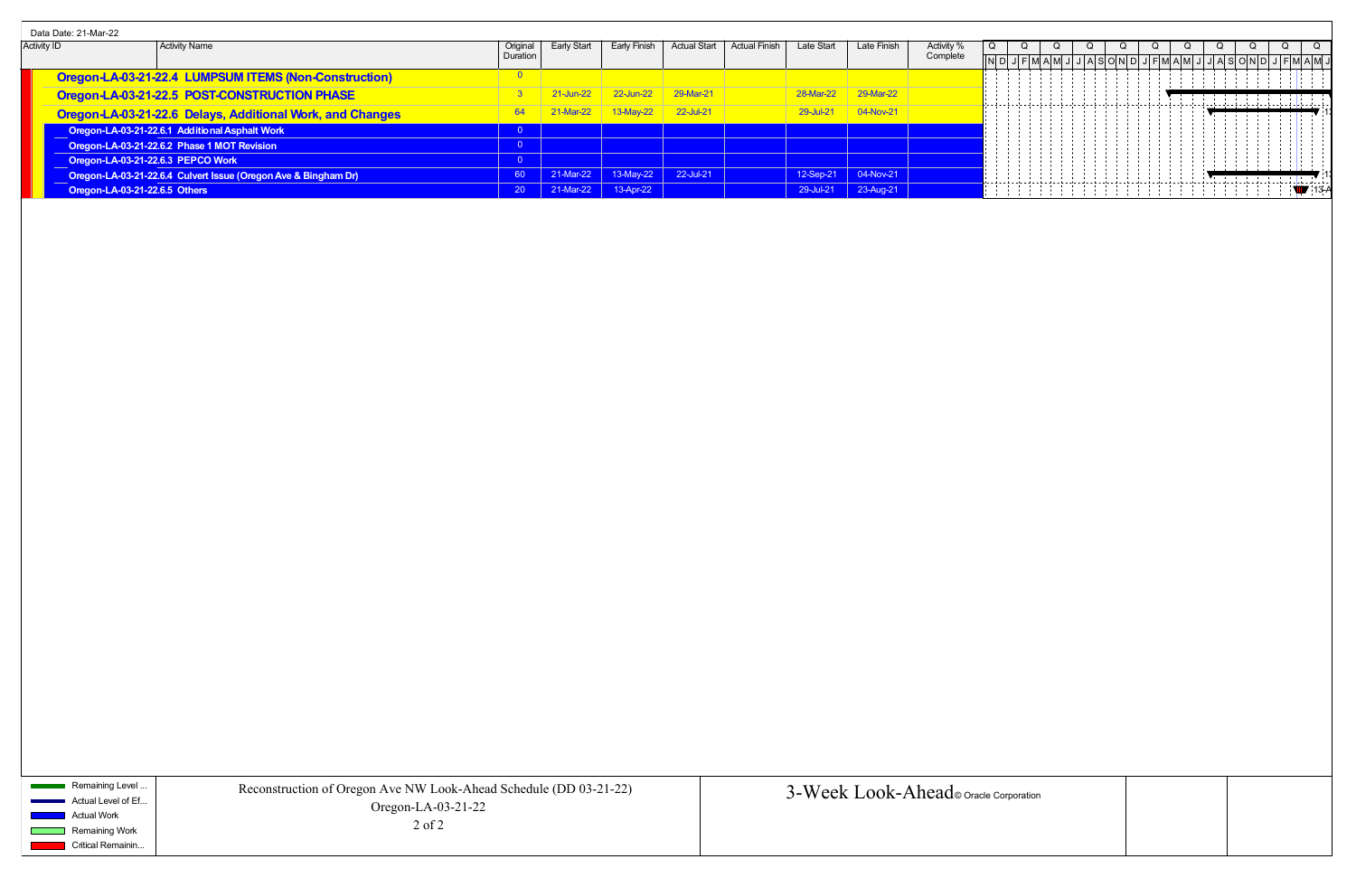Data Date: 21-Mar-22

| Activity ID | Activity Name | Original Duration | Early Start | Early Finish | Actual Start | Actual Finish | Late Start | Late Finish | Activity % Complete |
|---|---|---|---|---|---|---|---|---|---|
| **Oregon-LA-03-21-22.4 LUMPSUM ITEMS (Non-Construction)** | | 0 | | | | | | | |
| **Oregon-LA-03-21-22.5 POST-CONSTRUCTION PHASE** | | 3 | 21-Jun-22 | 22-Jun-22 | 29-Mar-21 | | 28-Mar-22 | 29-Mar-22 | |
| **Oregon-LA-03-21-22.6 Delays, Additional Work, and Changes** | | 64 | 21-Mar-22 | 13-May-22 | 22-Jul-21 | | 29-Jul-21 | 04-Nov-21 | |
| Oregon-LA-03-21-22.6.1 | Additional Asphalt Work | 0 | | | | | | | |
| Oregon-LA-03-21-22.6.2 | Phase 1 MOT Revision | 0 | | | | | | | |
| Oregon-LA-03-21-22.6.3 | PEPCO Work | 0 | | | | | | | |
| Oregon-LA-03-21-22.6.4 | Culvert Issue (Oregon Ave & Bingham Dr) | 60 | 21-Mar-22 | 13-May-22 | 22-Jul-21 | | 12-Sep-21 | 04-Nov-21 | |
| Oregon-LA-03-21-22.6.5 | Others | 20 | 21-Mar-22 | 13-Apr-22 | | | 29-Jul-21 | 23-Aug-21 | |

Legend: Remaining Level ... | Actual Level of Ef... | Actual Work | Remaining Work | Critical Remainin...

Reconstruction of Oregon Ave NW Look-Ahead Schedule (DD 03-21-22)
Oregon-LA-03-21-22

3-Week Look-Ahead © Oracle Corporation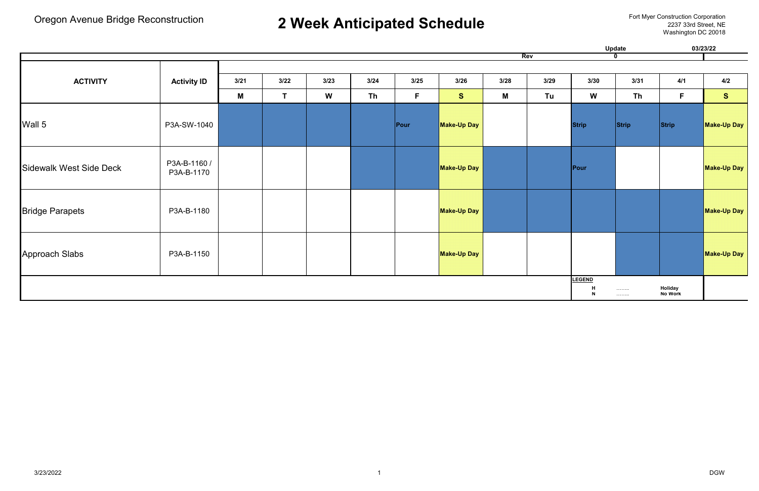Oregon Avenue Bridge Reconstruction

# 2 Week Anticipated Schedule

Fort Myer Construction Corporation
2237 33rd Street, NE
Washington DC 20018

Update 0 — 03/23/22

Rev

| ACTIVITY | Activity ID | 3/21 | 3/22 | 3/23 | 3/24 | 3/25 | 3/26 | 3/28 | 3/29 | 3/30 | 3/31 | 4/1 | 4/2 |
|---|---|---|---|---|---|---|---|---|---|---|---|---|---|
| | | M | T | W | Th | F | S | M | Tu | W | Th | F | S |
| Wall 5 | P3A-SW-1040 | | | | | Pour | Make-Up Day | | | Strip | Strip | Strip | Make-Up Day |
| Sidewalk West Side Deck | P3A-B-1160 / P3A-B-1170 | | | | | | Make-Up Day | | | Pour | | | Make-Up Day |
| Bridge Parapets | P3A-B-1180 | | | | | | Make-Up Day | | | | | | Make-Up Day |
| Approach Slabs | P3A-B-1150 | | | | | | Make-Up Day | | | | | | Make-Up Day |

LEGEND

H ........ Holiday

N ........ No Work

3/23/2022

DGW